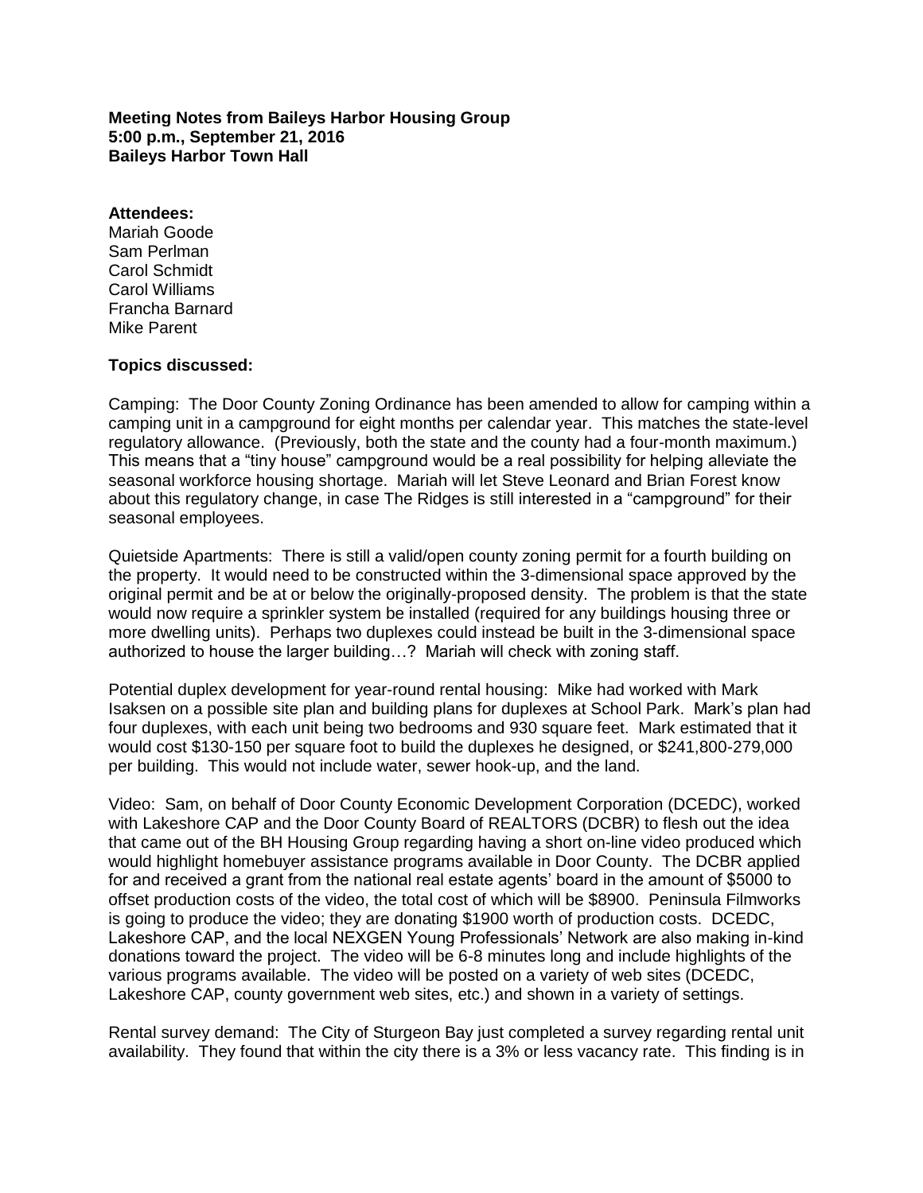**Meeting Notes from Baileys Harbor Housing Group**
**5:00 p.m., September 21, 2016**
**Baileys Harbor Town Hall**

**Attendees:**
Mariah Goode
Sam Perlman
Carol Schmidt
Carol Williams
Francha Barnard
Mike Parent

**Topics discussed:**

Camping: The Door County Zoning Ordinance has been amended to allow for camping within a camping unit in a campground for eight months per calendar year. This matches the state-level regulatory allowance. (Previously, both the state and the county had a four-month maximum.) This means that a "tiny house" campground would be a real possibility for helping alleviate the seasonal workforce housing shortage. Mariah will let Steve Leonard and Brian Forest know about this regulatory change, in case The Ridges is still interested in a "campground" for their seasonal employees.

Quietside Apartments: There is still a valid/open county zoning permit for a fourth building on the property. It would need to be constructed within the 3-dimensional space approved by the original permit and be at or below the originally-proposed density. The problem is that the state would now require a sprinkler system be installed (required for any buildings housing three or more dwelling units). Perhaps two duplexes could instead be built in the 3-dimensional space authorized to house the larger building…? Mariah will check with zoning staff.

Potential duplex development for year-round rental housing: Mike had worked with Mark Isaksen on a possible site plan and building plans for duplexes at School Park. Mark's plan had four duplexes, with each unit being two bedrooms and 930 square feet. Mark estimated that it would cost $130-150 per square foot to build the duplexes he designed, or $241,800-279,000 per building. This would not include water, sewer hook-up, and the land.

Video: Sam, on behalf of Door County Economic Development Corporation (DCEDC), worked with Lakeshore CAP and the Door County Board of REALTORS (DCBR) to flesh out the idea that came out of the BH Housing Group regarding having a short on-line video produced which would highlight homebuyer assistance programs available in Door County. The DCBR applied for and received a grant from the national real estate agents' board in the amount of $5000 to offset production costs of the video, the total cost of which will be $8900. Peninsula Filmworks is going to produce the video; they are donating $1900 worth of production costs. DCEDC, Lakeshore CAP, and the local NEXGEN Young Professionals' Network are also making in-kind donations toward the project. The video will be 6-8 minutes long and include highlights of the various programs available. The video will be posted on a variety of web sites (DCEDC, Lakeshore CAP, county government web sites, etc.) and shown in a variety of settings.

Rental survey demand: The City of Sturgeon Bay just completed a survey regarding rental unit availability. They found that within the city there is a 3% or less vacancy rate. This finding is in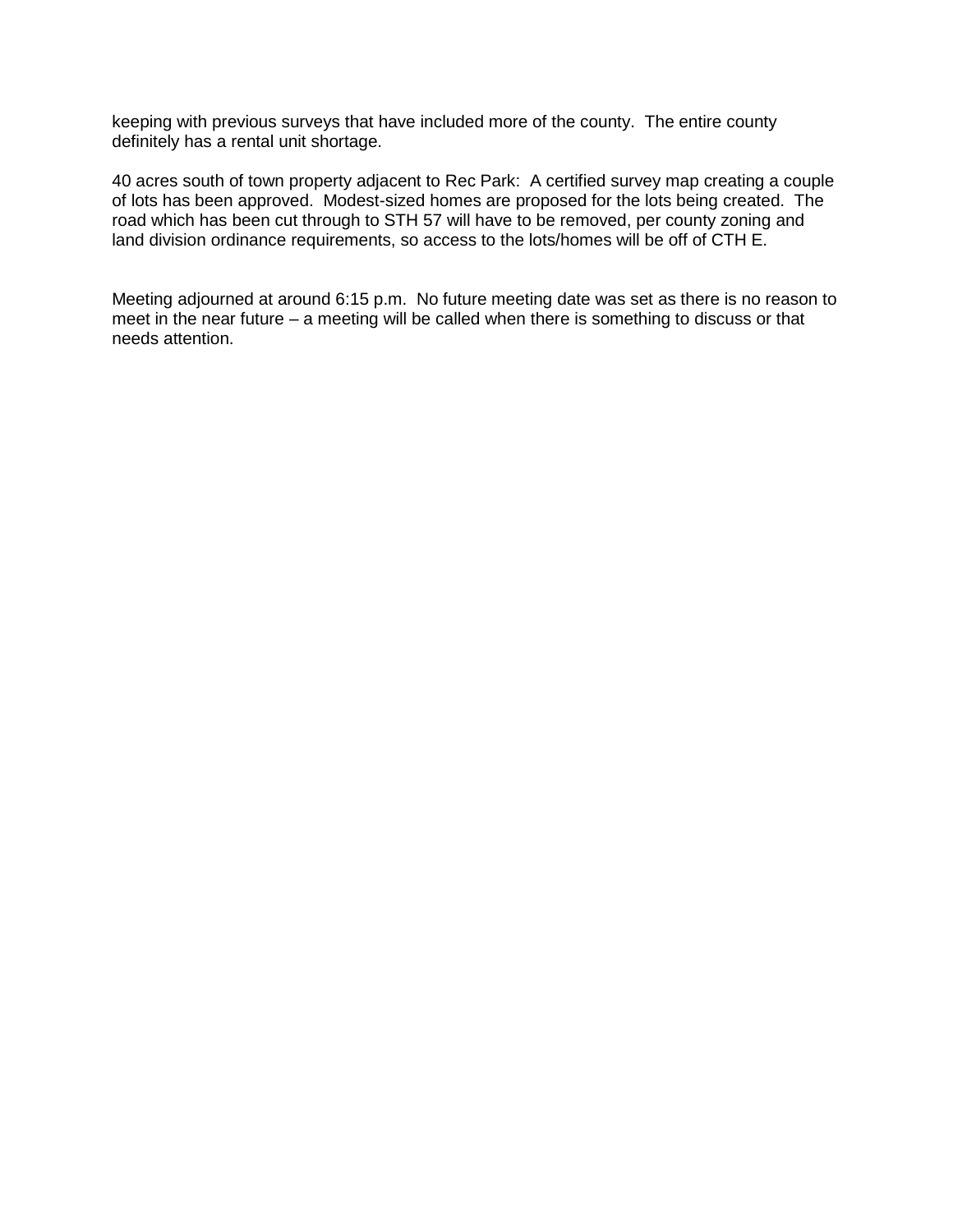keeping with previous surveys that have included more of the county. The entire county definitely has a rental unit shortage.

40 acres south of town property adjacent to Rec Park: A certified survey map creating a couple of lots has been approved. Modest-sized homes are proposed for the lots being created. The road which has been cut through to STH 57 will have to be removed, per county zoning and land division ordinance requirements, so access to the lots/homes will be off of CTH E.

Meeting adjourned at around 6:15 p.m. No future meeting date was set as there is no reason to meet in the near future – a meeting will be called when there is something to discuss or that needs attention.